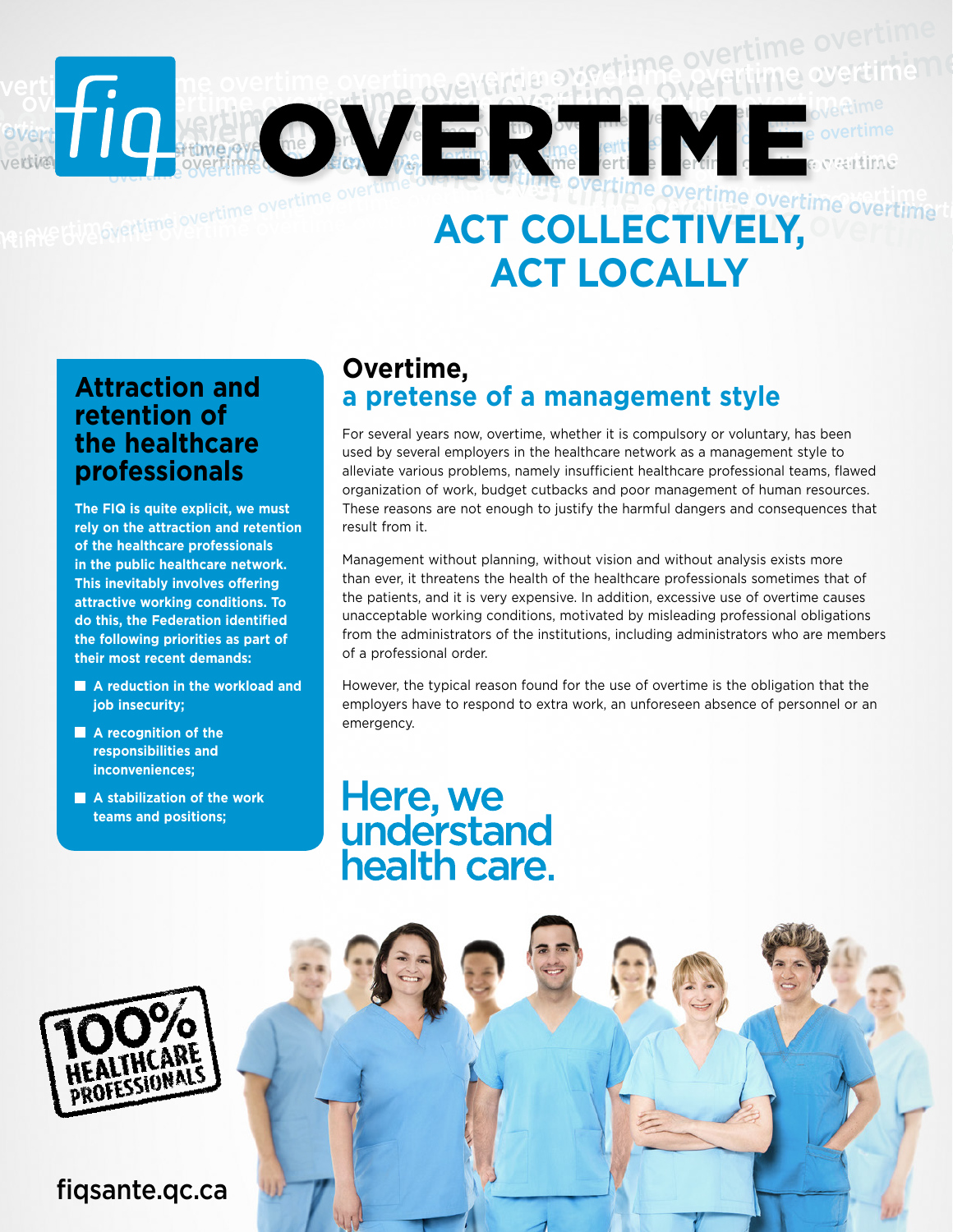# OVERTIME

## ACT COLLECTIVELY, ACT LOCALLY

### Attraction and retention of the healthcare professionals

**The FIQ is quite explicit, we must rely on the attraction and retention of the healthcare professionals in the public healthcare network. This inevitably involves offering attractive working conditions. To do this, the Federation identified the following priorities as part of their most recent demands:**

- **A reduction in the workload and job insecurity;**
- **A recognition of the responsibilities and inconveniences;**
- **A stabilization of the work teams and positions;**

### Overtime, a pretense of a management style

For several years now, overtime, whether it is compulsory or voluntary, has been used by several employers in the healthcare network as a management style to alleviate various problems, namely insufficient healthcare professional teams, flawed organization of work, budget cutbacks and poor management of human resources. These reasons are not enough to justify the harmful dangers and consequences that result from it.

Management without planning, without vision and without analysis exists more than ever, it threatens the health of the healthcare professionals sometimes that of the patients, and it is very expensive. In addition, excessive use of overtime causes unacceptable working conditions, motivated by misleading professional obligations from the administrators of the institutions, including administrators who are members of a professional order.

However, the typical reason found for the use of overtime is the obligation that the employers have to respond to extra work, an unforeseen absence of personnel or an emergency.

**Here, we understand health care.**

100% HEALTHCARE PROFESSIONALS

fiqsante.qc.ca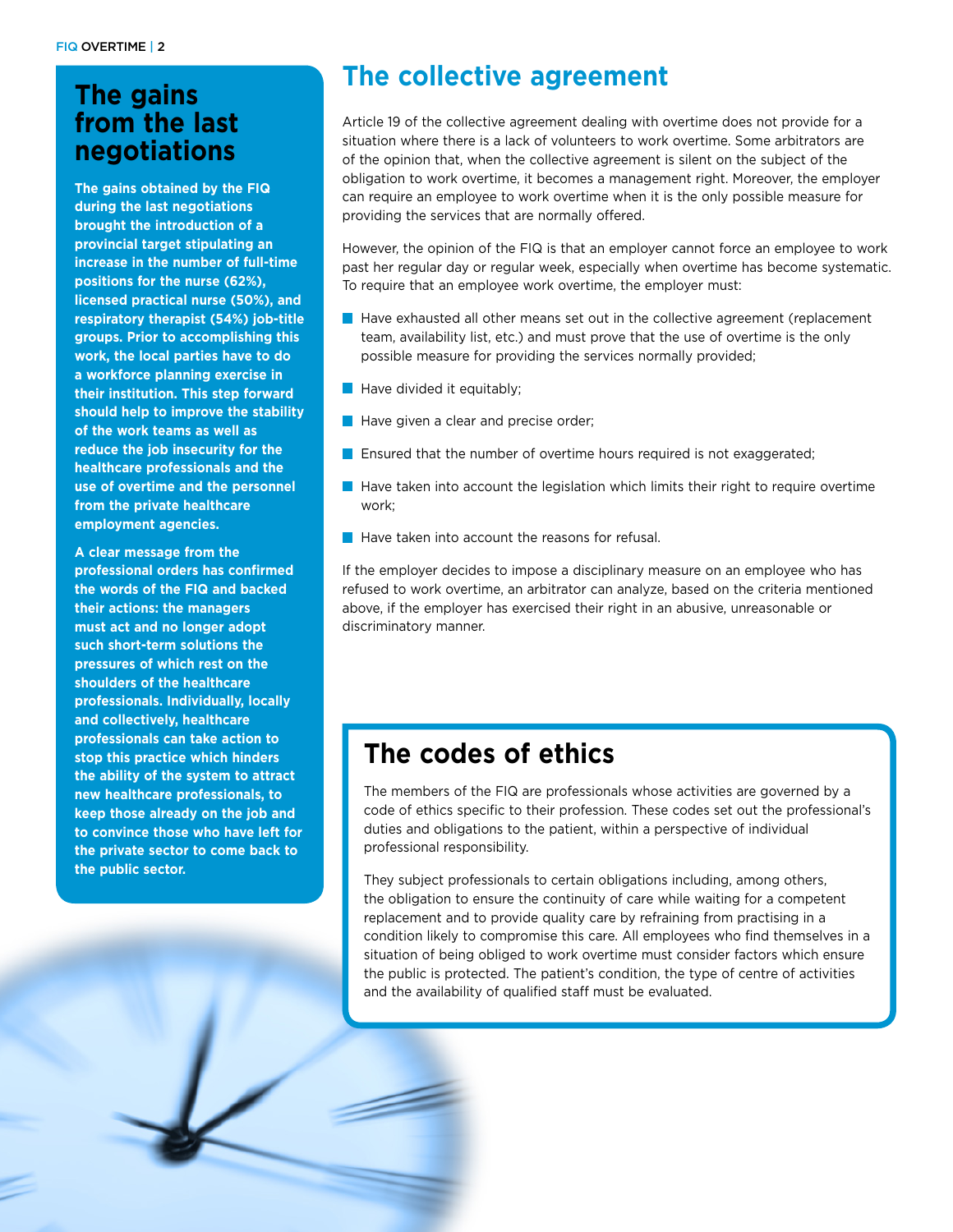## The gains from the last negotiations

**The gains obtained by the FIQ during the last negotiations brought the introduction of a provincial target stipulating an increase in the number of full-time positions for the nurse (62%), licensed practical nurse (50%), and respiratory therapist (54%) job-title groups. Prior to accomplishing this work, the local parties have to do a workforce planning exercise in their institution. This step forward should help to improve the stability of the work teams as well as reduce the job insecurity for the healthcare professionals and the use of overtime and the personnel from the private healthcare employment agencies.**

**A clear message from the professional orders has confirmed the words of the FIQ and backed their actions: the managers must act and no longer adopt such short-term solutions the pressures of which rest on the shoulders of the healthcare professionals. Individually, locally and collectively, healthcare professionals can take action to stop this practice which hinders the ability of the system to attract new healthcare professionals, to keep those already on the job and to convince those who have left for the private sector to come back to the public sector.**

## The collective agreement

Article 19 of the collective agreement dealing with overtime does not provide for a situation where there is a lack of volunteers to work overtime. Some arbitrators are of the opinion that, when the collective agreement is silent on the subject of the obligation to work overtime, it becomes a management right. Moreover, the employer can require an employee to work overtime when it is the only possible measure for providing the services that are normally offered.

However, the opinion of the FIQ is that an employer cannot force an employee to work past her regular day or regular week, especially when overtime has become systematic. To require that an employee work overtime, the employer must:

- Have exhausted all other means set out in the collective agreement (replacement team, availability list, etc.) and must prove that the use of overtime is the only possible measure for providing the services normally provided;
- Have divided it equitably;
- Have given a clear and precise order;
- Ensured that the number of overtime hours required is not exaggerated;
- Have taken into account the legislation which limits their right to require overtime work;
- Have taken into account the reasons for refusal.

If the employer decides to impose a disciplinary measure on an employee who has refused to work overtime, an arbitrator can analyze, based on the criteria mentioned above, if the employer has exercised their right in an abusive, unreasonable or discriminatory manner.

## The codes of ethics

The members of the FIQ are professionals whose activities are governed by a code of ethics specific to their profession. These codes set out the professional's duties and obligations to the patient, within a perspective of individual professional responsibility.

They subject professionals to certain obligations including, among others, the obligation to ensure the continuity of care while waiting for a competent replacement and to provide quality care by refraining from practising in a condition likely to compromise this care. All employees who find themselves in a situation of being obliged to work overtime must consider factors which ensure the public is protected. The patient's condition, the type of centre of activities and the availability of qualified staff must be evaluated.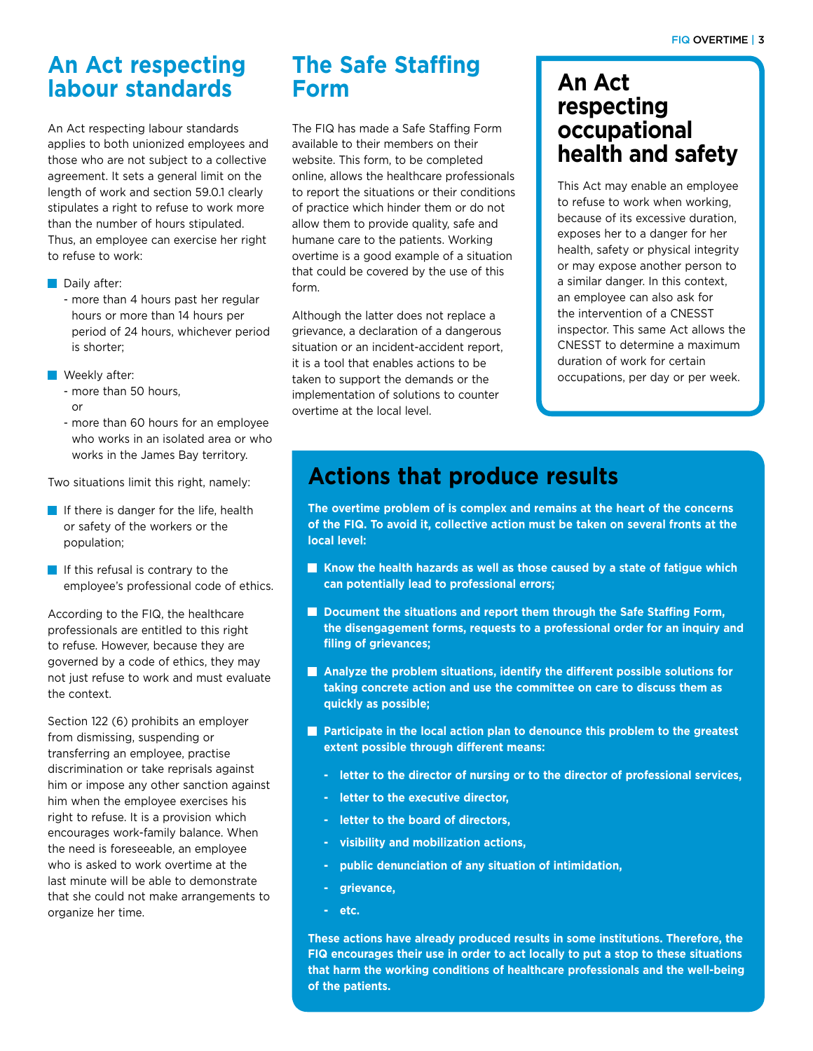## An Act respecting labour standards

An Act respecting labour standards applies to both unionized employees and those who are not subject to a collective agreement. It sets a general limit on the length of work and section 59.0.1 clearly stipulates a right to refuse to work more than the number of hours stipulated. Thus, an employee can exercise her right to refuse to work:

- Daily after:
  - more than 4 hours past her regular hours or more than 14 hours per period of 24 hours, whichever period is shorter;
- Weekly after:
  - more than 50 hours,
  
  or
  - more than 60 hours for an employee who works in an isolated area or who works in the James Bay territory.

Two situations limit this right, namely:

- If there is danger for the life, health or safety of the workers or the population;
- If this refusal is contrary to the employee's professional code of ethics.

According to the FIQ, the healthcare professionals are entitled to this right to refuse. However, because they are governed by a code of ethics, they may not just refuse to work and must evaluate the context.

Section 122 (6) prohibits an employer from dismissing, suspending or transferring an employee, practise discrimination or take reprisals against him or impose any other sanction against him when the employee exercises his right to refuse. It is a provision which encourages work-family balance. When the need is foreseeable, an employee who is asked to work overtime at the last minute will be able to demonstrate that she could not make arrangements to organize her time.

## The Safe Staffing Form

The FIQ has made a Safe Staffing Form available to their members on their website. This form, to be completed online, allows the healthcare professionals to report the situations or their conditions of practice which hinder them or do not allow them to provide quality, safe and humane care to the patients. Working overtime is a good example of a situation that could be covered by the use of this form.

Although the latter does not replace a grievance, a declaration of a dangerous situation or an incident-accident report, it is a tool that enables actions to be taken to support the demands or the implementation of solutions to counter overtime at the local level.

## An Act respecting occupational health and safety

This Act may enable an employee to refuse to work when working, because of its excessive duration, exposes her to a danger for her health, safety or physical integrity or may expose another person to a similar danger. In this context, an employee can also ask for the intervention of a CNESST inspector. This same Act allows the CNESST to determine a maximum duration of work for certain occupations, per day or per week.

## Actions that produce results

**The overtime problem of is complex and remains at the heart of the concerns of the FIQ. To avoid it, collective action must be taken on several fronts at the local level:**

- **Know the health hazards as well as those caused by a state of fatigue which can potentially lead to professional errors;**
- **Document the situations and report them through the Safe Staffing Form, the disengagement forms, requests to a professional order for an inquiry and filing of grievances;**
- **Analyze the problem situations, identify the different possible solutions for taking concrete action and use the committee on care to discuss them as quickly as possible;**
- **Participate in the local action plan to denounce this problem to the greatest extent possible through different means:**
  - **letter to the director of nursing or to the director of professional services,**
  - **letter to the executive director,**
  - **letter to the board of directors,**
  - **visibility and mobilization actions,**
  - **public denunciation of any situation of intimidation,**
  - **grievance,**
  - **etc.**

**These actions have already produced results in some institutions. Therefore, the FIQ encourages their use in order to act locally to put a stop to these situations that harm the working conditions of healthcare professionals and the well-being of the patients.**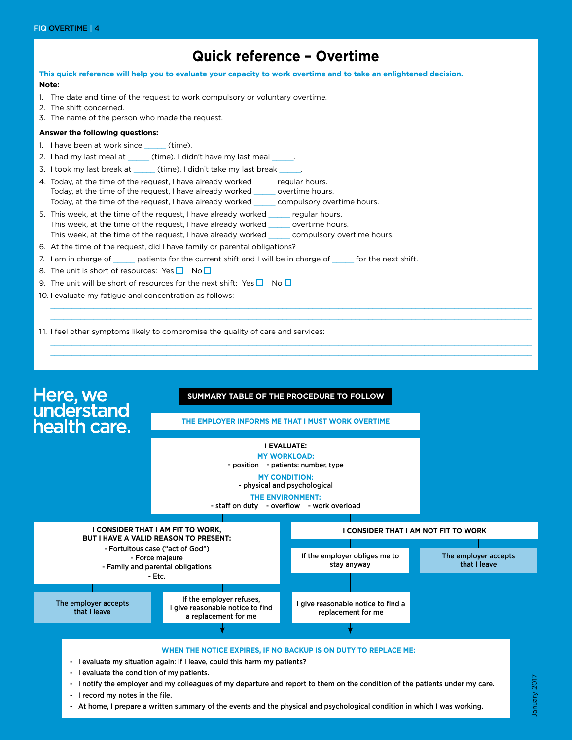# Quick reference – Overtime

**This quick reference will help you to evaluate your capacity to work overtime and to take an enlightened decision.**

**Note:**

1. The date and time of the request to work compulsory or voluntary overtime.
2. The shift concerned.
3. The name of the person who made the request.

**Answer the following questions:**

1. I have been at work since _____ (time).
2. I had my last meal at _____ (time). I didn't have my last meal _____.
3. I took my last break at _____ (time). I didn't take my last break _____.
4. Today, at the time of the request, I have already worked _____ regular hours.
   Today, at the time of the request, I have already worked _____ overtime hours.
   Today, at the time of the request, I have already worked _____ compulsory overtime hours.
5. This week, at the time of the request, I have already worked _____ regular hours.
   This week, at the time of the request, I have already worked _____ overtime hours.
   This week, at the time of the request, I have already worked _____ compulsory overtime hours.
6. At the time of the request, did I have family or parental obligations?
7. I am in charge of _____ patients for the current shift and I will be in charge of _____ for the next shift.
8. The unit is short of resources: Yes ☐ No ☐
9. The unit will be short of resources for the next shift: Yes ☐ No ☐
10. I evaluate my fatigue and concentration as follows:
    ______________________________________________
    ______________________________________________
11. I feel other symptoms likely to compromise the quality of care and services:
    ______________________________________________
    ______________________________________________

Here, we understand health care.

## SUMMARY TABLE OF THE PROCEDURE TO FOLLOW

**THE EMPLOYER INFORMS ME THAT I MUST WORK OVERTIME**

**I EVALUATE:**

**MY WORKLOAD:**
- position
- patients: number, type

**MY CONDITION:**
- physical and psychological

**THE ENVIRONMENT:**
- staff on duty
- overflow
- work overload

**I CONSIDER THAT I AM FIT TO WORK, BUT I HAVE A VALID REASON TO PRESENT:**
- Fortuitous case ("act of God")
- Force majeure
- Family and parental obligations
- Etc.

→ The employer accepts that I leave

→ If the employer refuses, I give reasonable notice to find a replacement for me

**I CONSIDER THAT I AM NOT FIT TO WORK**

→ If the employer obliges me to stay anyway → I give reasonable notice to find a replacement for me

→ The employer accepts that I leave

**WHEN THE NOTICE EXPIRES, IF NO BACKUP IS ON DUTY TO REPLACE ME:**

- I evaluate my situation again: if I leave, could this harm my patients?
- I evaluate the condition of my patients.
- I notify the employer and my colleagues of my departure and report to them on the condition of the patients under my care.
- I record my notes in the file.
- At home, I prepare a written summary of the events and the physical and psychological condition in which I was working.

January 2017